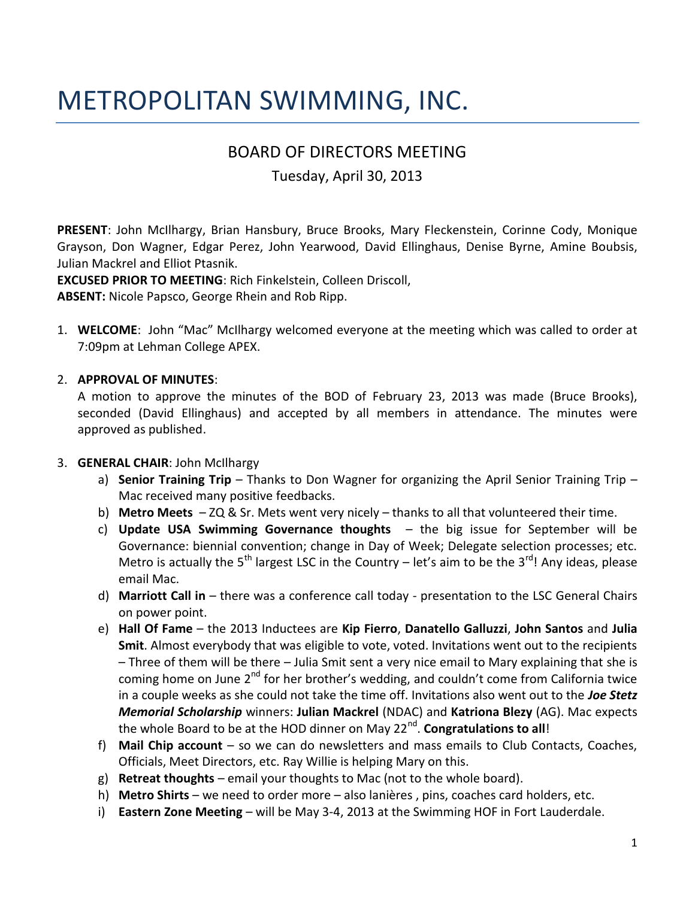# METROPOLITAN SWIMMING, INC.

## BOARD OF DIRECTORS MEETING

Tuesday, April 30, 2013

**PRESENT**: John McIlhargy, Brian Hansbury, Bruce Brooks, Mary Fleckenstein, Corinne Cody, Monique Grayson, Don Wagner, Edgar Perez, John Yearwood, David Ellinghaus, Denise Byrne, Amine Boubsis, Julian Mackrel and Elliot Ptasnik.
**EXCUSED PRIOR TO MEETING**: Rich Finkelstein, Colleen Driscoll,
**ABSENT:** Nicole Papsco, George Rhein and Rob Ripp.

1. **WELCOME**: John "Mac" McIlhargy welcomed everyone at the meeting which was called to order at 7:09pm at Lehman College APEX.

2. **APPROVAL OF MINUTES**:
   A motion to approve the minutes of the BOD of February 23, 2013 was made (Bruce Brooks), seconded (David Ellinghaus) and accepted by all members in attendance. The minutes were approved as published.

3. **GENERAL CHAIR**: John McIlhargy
   a) **Senior Training Trip** – Thanks to Don Wagner for organizing the April Senior Training Trip – Mac received many positive feedbacks.
   b) **Metro Meets** – ZQ & Sr. Mets went very nicely – thanks to all that volunteered their time.
   c) **Update USA Swimming Governance thoughts** – the big issue for September will be Governance: biennial convention; change in Day of Week; Delegate selection processes; etc. Metro is actually the 5th largest LSC in the Country – let's aim to be the 3rd! Any ideas, please email Mac.
   d) **Marriott Call in** – there was a conference call today - presentation to the LSC General Chairs on power point.
   e) **Hall Of Fame** – the 2013 Inductees are **Kip Fierro**, **Danatello Galluzzi**, **John Santos** and **Julia Smit**. Almost everybody that was eligible to vote, voted. Invitations went out to the recipients – Three of them will be there – Julia Smit sent a very nice email to Mary explaining that she is coming home on June 2nd for her brother's wedding, and couldn't come from California twice in a couple weeks as she could not take the time off. Invitations also went out to the ***Joe Stetz Memorial Scholarship*** winners: **Julian Mackrel** (NDAC) and **Katriona Blezy** (AG). Mac expects the whole Board to be at the HOD dinner on May 22nd. **Congratulations to all**!
   f) **Mail Chip account** – so we can do newsletters and mass emails to Club Contacts, Coaches, Officials, Meet Directors, etc. Ray Willie is helping Mary on this.
   g) **Retreat thoughts** – email your thoughts to Mac (not to the whole board).
   h) **Metro Shirts** – we need to order more – also lanières , pins, coaches card holders, etc.
   i) **Eastern Zone Meeting** – will be May 3-4, 2013 at the Swimming HOF in Fort Lauderdale.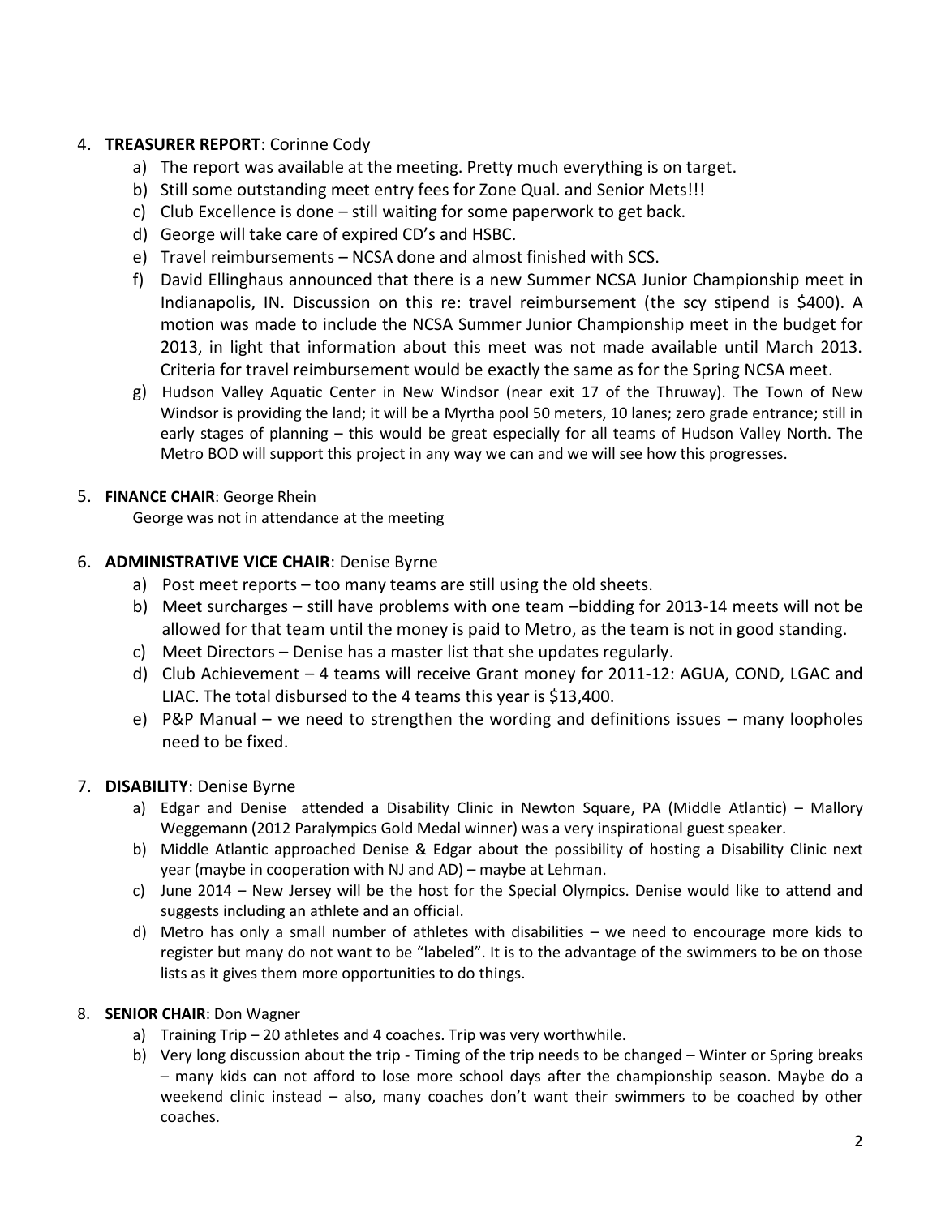4. **TREASURER REPORT**: Corinne Cody
   a) The report was available at the meeting. Pretty much everything is on target.
   b) Still some outstanding meet entry fees for Zone Qual. and Senior Mets!!!
   c) Club Excellence is done – still waiting for some paperwork to get back.
   d) George will take care of expired CD's and HSBC.
   e) Travel reimbursements – NCSA done and almost finished with SCS.
   f) David Ellinghaus announced that there is a new Summer NCSA Junior Championship meet in Indianapolis, IN. Discussion on this re: travel reimbursement (the scy stipend is $400). A motion was made to include the NCSA Summer Junior Championship meet in the budget for 2013, in light that information about this meet was not made available until March 2013. Criteria for travel reimbursement would be exactly the same as for the Spring NCSA meet.
   g) Hudson Valley Aquatic Center in New Windsor (near exit 17 of the Thruway). The Town of New Windsor is providing the land; it will be a Myrtha pool 50 meters, 10 lanes; zero grade entrance; still in early stages of planning – this would be great especially for all teams of Hudson Valley North. The Metro BOD will support this project in any way we can and we will see how this progresses.

5. **FINANCE CHAIR**: George Rhein
   George was not in attendance at the meeting

6. **ADMINISTRATIVE VICE CHAIR**: Denise Byrne
   a) Post meet reports – too many teams are still using the old sheets.
   b) Meet surcharges – still have problems with one team –bidding for 2013-14 meets will not be allowed for that team until the money is paid to Metro, as the team is not in good standing.
   c) Meet Directors – Denise has a master list that she updates regularly.
   d) Club Achievement – 4 teams will receive Grant money for 2011-12: AGUA, COND, LGAC and LIAC. The total disbursed to the 4 teams this year is $13,400.
   e) P&P Manual – we need to strengthen the wording and definitions issues – many loopholes need to be fixed.

7. **DISABILITY**: Denise Byrne
   a) Edgar and Denise attended a Disability Clinic in Newton Square, PA (Middle Atlantic) – Mallory Weggemann (2012 Paralympics Gold Medal winner) was a very inspirational guest speaker.
   b) Middle Atlantic approached Denise & Edgar about the possibility of hosting a Disability Clinic next year (maybe in cooperation with NJ and AD) – maybe at Lehman.
   c) June 2014 – New Jersey will be the host for the Special Olympics. Denise would like to attend and suggests including an athlete and an official.
   d) Metro has only a small number of athletes with disabilities – we need to encourage more kids to register but many do not want to be "labeled". It is to the advantage of the swimmers to be on those lists as it gives them more opportunities to do things.

8. **SENIOR CHAIR**: Don Wagner
   a) Training Trip – 20 athletes and 4 coaches. Trip was very worthwhile.
   b) Very long discussion about the trip - Timing of the trip needs to be changed – Winter or Spring breaks – many kids can not afford to lose more school days after the championship season. Maybe do a weekend clinic instead – also, many coaches don't want their swimmers to be coached by other coaches.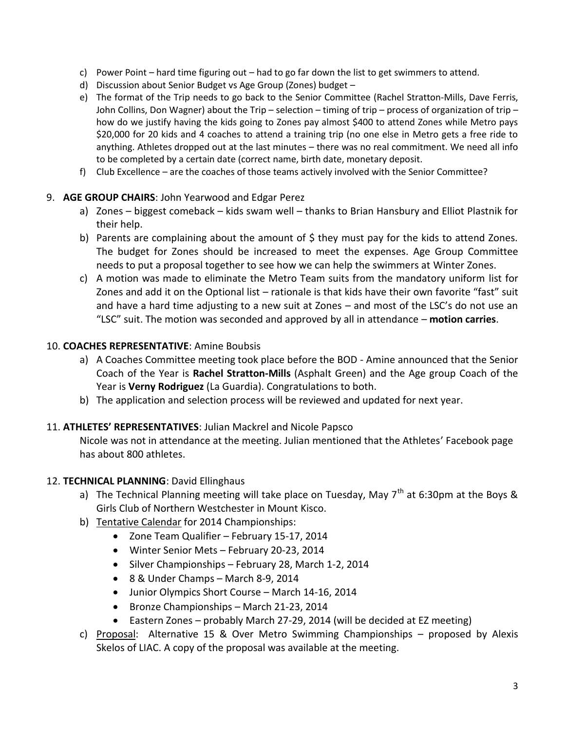c) Power Point – hard time figuring out – had to go far down the list to get swimmers to attend.

d) Discussion about Senior Budget vs Age Group (Zones) budget –

e) The format of the Trip needs to go back to the Senior Committee (Rachel Stratton-Mills, Dave Ferris, John Collins, Don Wagner) about the Trip – selection – timing of trip – process of organization of trip – how do we justify having the kids going to Zones pay almost $400 to attend Zones while Metro pays $20,000 for 20 kids and 4 coaches to attend a training trip (no one else in Metro gets a free ride to anything. Athletes dropped out at the last minutes – there was no real commitment. We need all info to be completed by a certain date (correct name, birth date, monetary deposit.

f) Club Excellence – are the coaches of those teams actively involved with the Senior Committee?

9. **AGE GROUP CHAIRS**: John Yearwood and Edgar Perez

a) Zones – biggest comeback – kids swam well – thanks to Brian Hansbury and Elliot Plastnik for their help.

b) Parents are complaining about the amount of $ they must pay for the kids to attend Zones. The budget for Zones should be increased to meet the expenses. Age Group Committee needs to put a proposal together to see how we can help the swimmers at Winter Zones.

c) A motion was made to eliminate the Metro Team suits from the mandatory uniform list for Zones and add it on the Optional list – rationale is that kids have their own favorite "fast" suit and have a hard time adjusting to a new suit at Zones – and most of the LSC's do not use an "LSC" suit. The motion was seconded and approved by all in attendance – **motion carries**.

10. **COACHES REPRESENTATIVE**: Amine Boubsis

a) A Coaches Committee meeting took place before the BOD - Amine announced that the Senior Coach of the Year is **Rachel Stratton-Mills** (Asphalt Green) and the Age group Coach of the Year is **Verny Rodriguez** (La Guardia). Congratulations to both.

b) The application and selection process will be reviewed and updated for next year.

11. **ATHLETES' REPRESENTATIVES**: Julian Mackrel and Nicole Papsco

Nicole was not in attendance at the meeting. Julian mentioned that the Athletes' Facebook page has about 800 athletes.

12. **TECHNICAL PLANNING**: David Ellinghaus

a) The Technical Planning meeting will take place on Tuesday, May 7th at 6:30pm at the Boys & Girls Club of Northern Westchester in Mount Kisco.

b) Tentative Calendar for 2014 Championships:

- Zone Team Qualifier – February 15-17, 2014
- Winter Senior Mets – February 20-23, 2014
- Silver Championships – February 28, March 1-2, 2014
- 8 & Under Champs – March 8-9, 2014
- Junior Olympics Short Course – March 14-16, 2014
- Bronze Championships – March 21-23, 2014
- Eastern Zones – probably March 27-29, 2014 (will be decided at EZ meeting)

c) Proposal: Alternative 15 & Over Metro Swimming Championships – proposed by Alexis Skelos of LIAC. A copy of the proposal was available at the meeting.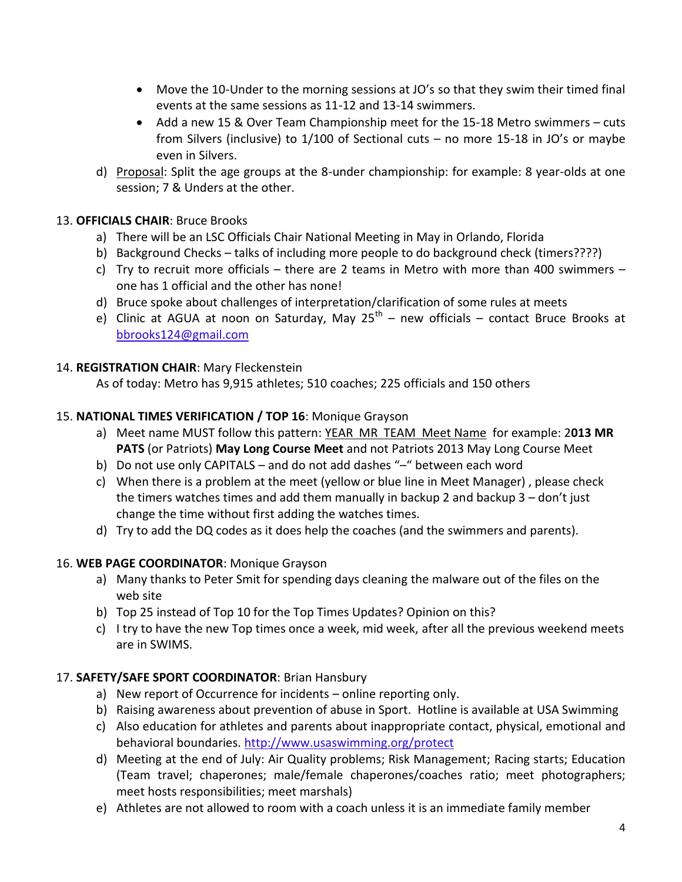- Move the 10-Under to the morning sessions at JO's so that they swim their timed final events at the same sessions as 11-12 and 13-14 swimmers.
- Add a new 15 & Over Team Championship meet for the 15-18 Metro swimmers – cuts from Silvers (inclusive) to 1/100 of Sectional cuts – no more 15-18 in JO's or maybe even in Silvers.

d) Proposal: Split the age groups at the 8-under championship: for example: 8 year-olds at one session; 7 & Unders at the other.

13. **OFFICIALS CHAIR**: Bruce Brooks
    a) There will be an LSC Officials Chair National Meeting in May in Orlando, Florida
    b) Background Checks – talks of including more people to do background check (timers????)
    c) Try to recruit more officials – there are 2 teams in Metro with more than 400 swimmers – one has 1 official and the other has none!
    d) Bruce spoke about challenges of interpretation/clarification of some rules at meets
    e) Clinic at AGUA at noon on Saturday, May 25th – new officials – contact Bruce Brooks at bbrooks124@gmail.com

14. **REGISTRATION CHAIR**: Mary Fleckenstein
    As of today: Metro has 9,915 athletes; 510 coaches; 225 officials and 150 others

15. **NATIONAL TIMES VERIFICATION / TOP 16**: Monique Grayson
    a) Meet name MUST follow this pattern: YEAR MR TEAM Meet Name for example: 2**013 MR PATS** (or Patriots) **May Long Course Meet** and not Patriots 2013 May Long Course Meet
    b) Do not use only CAPITALS – and do not add dashes "–" between each word
    c) When there is a problem at the meet (yellow or blue line in Meet Manager) , please check the timers watches times and add them manually in backup 2 and backup 3 – don't just change the time without first adding the watches times.
    d) Try to add the DQ codes as it does help the coaches (and the swimmers and parents).

16. **WEB PAGE COORDINATOR**: Monique Grayson
    a) Many thanks to Peter Smit for spending days cleaning the malware out of the files on the web site
    b) Top 25 instead of Top 10 for the Top Times Updates? Opinion on this?
    c) I try to have the new Top times once a week, mid week, after all the previous weekend meets are in SWIMS.

17. **SAFETY/SAFE SPORT COORDINATOR**: Brian Hansbury
    a) New report of Occurrence for incidents – online reporting only.
    b) Raising awareness about prevention of abuse in Sport. Hotline is available at USA Swimming
    c) Also education for athletes and parents about inappropriate contact, physical, emotional and behavioral boundaries. http://www.usaswimming.org/protect
    d) Meeting at the end of July: Air Quality problems; Risk Management; Racing starts; Education (Team travel; chaperones; male/female chaperones/coaches ratio; meet photographers; meet hosts responsibilities; meet marshals)
    e) Athletes are not allowed to room with a coach unless it is an immediate family member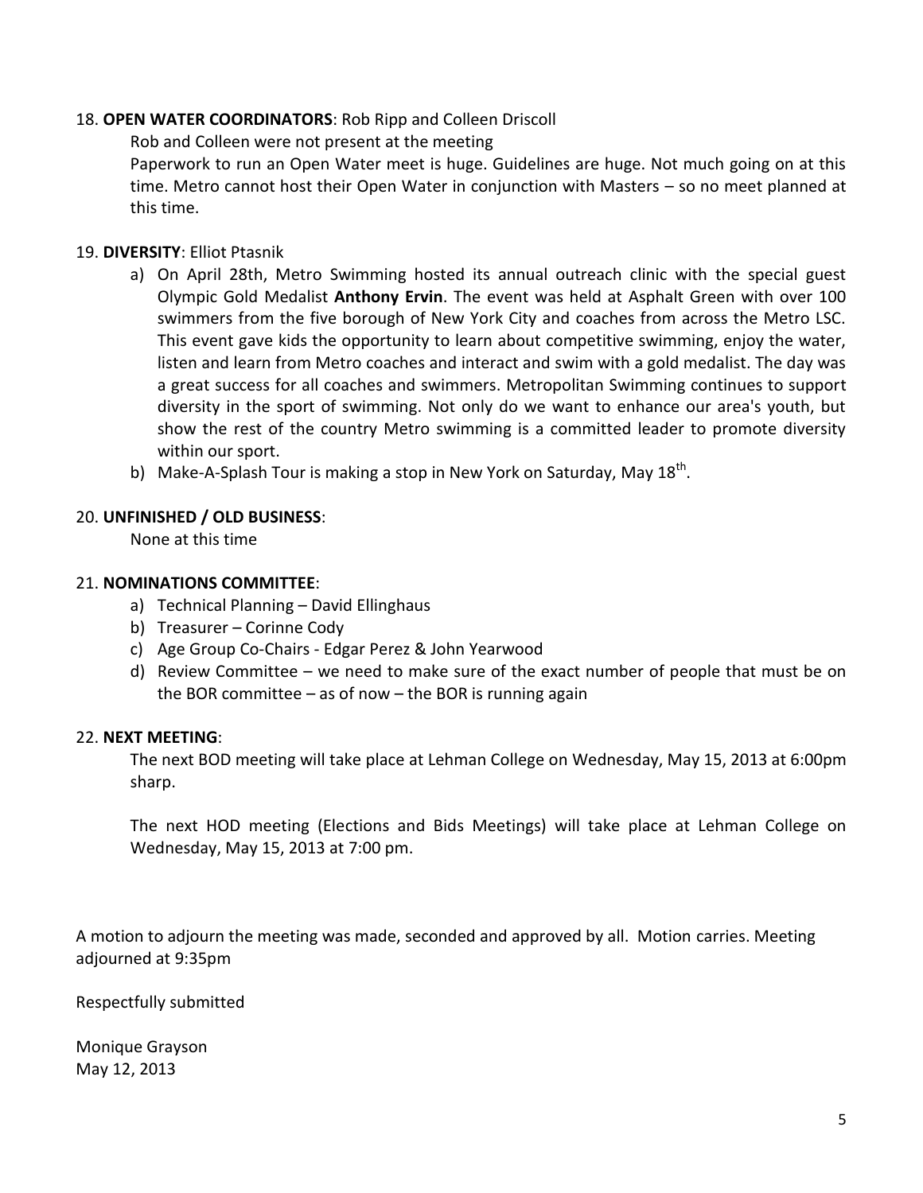18. **OPEN WATER COORDINATORS**: Rob Ripp and Colleen Driscoll

Rob and Colleen were not present at the meeting

Paperwork to run an Open Water meet is huge. Guidelines are huge. Not much going on at this time. Metro cannot host their Open Water in conjunction with Masters – so no meet planned at this time.

19. **DIVERSITY**: Elliot Ptasnik

   a) On April 28th, Metro Swimming hosted its annual outreach clinic with the special guest Olympic Gold Medalist **Anthony Ervin**. The event was held at Asphalt Green with over 100 swimmers from the five borough of New York City and coaches from across the Metro LSC. This event gave kids the opportunity to learn about competitive swimming, enjoy the water, listen and learn from Metro coaches and interact and swim with a gold medalist. The day was a great success for all coaches and swimmers. Metropolitan Swimming continues to support diversity in the sport of swimming. Not only do we want to enhance our area's youth, but show the rest of the country Metro swimming is a committed leader to promote diversity within our sport.
   b) Make-A-Splash Tour is making a stop in New York on Saturday, May 18th.

20. **UNFINISHED / OLD BUSINESS**:

None at this time

21. **NOMINATIONS COMMITTEE**:

   a) Technical Planning – David Ellinghaus
   b) Treasurer – Corinne Cody
   c) Age Group Co-Chairs - Edgar Perez & John Yearwood
   d) Review Committee – we need to make sure of the exact number of people that must be on the BOR committee – as of now – the BOR is running again

22. **NEXT MEETING**:

The next BOD meeting will take place at Lehman College on Wednesday, May 15, 2013 at 6:00pm sharp.

The next HOD meeting (Elections and Bids Meetings) will take place at Lehman College on Wednesday, May 15, 2013 at 7:00 pm.

A motion to adjourn the meeting was made, seconded and approved by all. Motion carries. Meeting adjourned at 9:35pm

Respectfully submitted

Monique Grayson
May 12, 2013